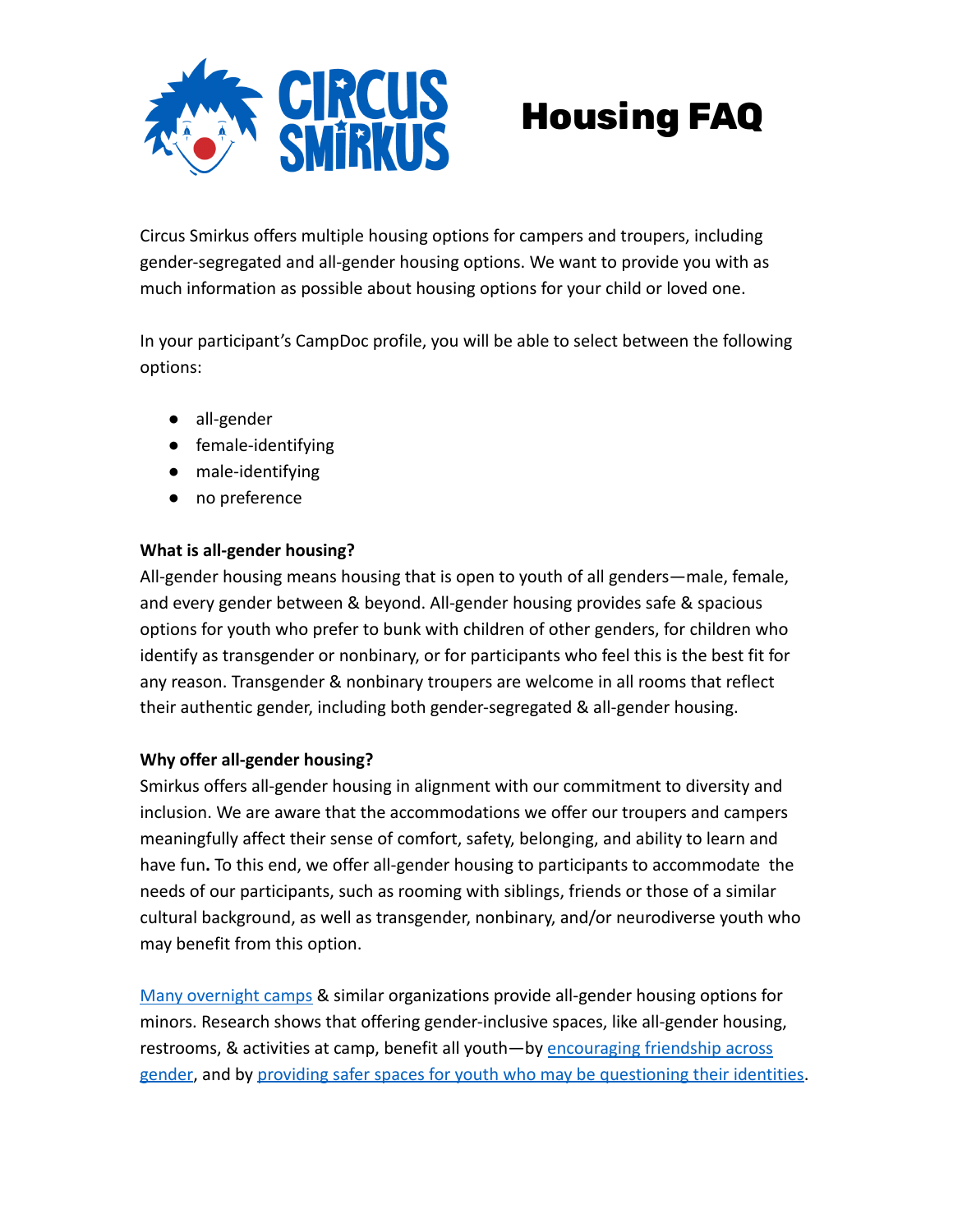# Housing FAQ

Circus Smirkus offers multiple housing options for campers and troupers, including gender-segregated and all-gender housing options. We want to provide you with as much information as possible about housing options for your child or loved one.

In your participant's CampDoc profile, you will be able to select between the following options:

- all-gender
- female-identifying
- male-identifying
- no preference

**What is all-gender housing?**
All-gender housing means housing that is open to youth of all genders—male, female, and every gender between & beyond. All-gender housing provides safe & spacious options for youth who prefer to bunk with children of other genders, for children who identify as transgender or nonbinary, or for participants who feel this is the best fit for any reason. Transgender & nonbinary troupers are welcome in all rooms that reflect their authentic gender, including both gender-segregated & all-gender housing.

**Why offer all-gender housing?**
Smirkus offers all-gender housing in alignment with our commitment to diversity and inclusion. We are aware that the accommodations we offer our troupers and campers meaningfully affect their sense of comfort, safety, belonging, and ability to learn and have fun**.** To this end, we offer all-gender housing to participants to accommodate the needs of our participants, such as rooming with siblings, friends or those of a similar cultural background, as well as transgender, nonbinary, and/or neurodiverse youth who may benefit from this option.

Many overnight camps & similar organizations provide all-gender housing options for minors. Research shows that offering gender-inclusive spaces, like all-gender housing, restrooms, & activities at camp, benefit all youth—by encouraging friendship across gender, and by providing safer spaces for youth who may be questioning their identities.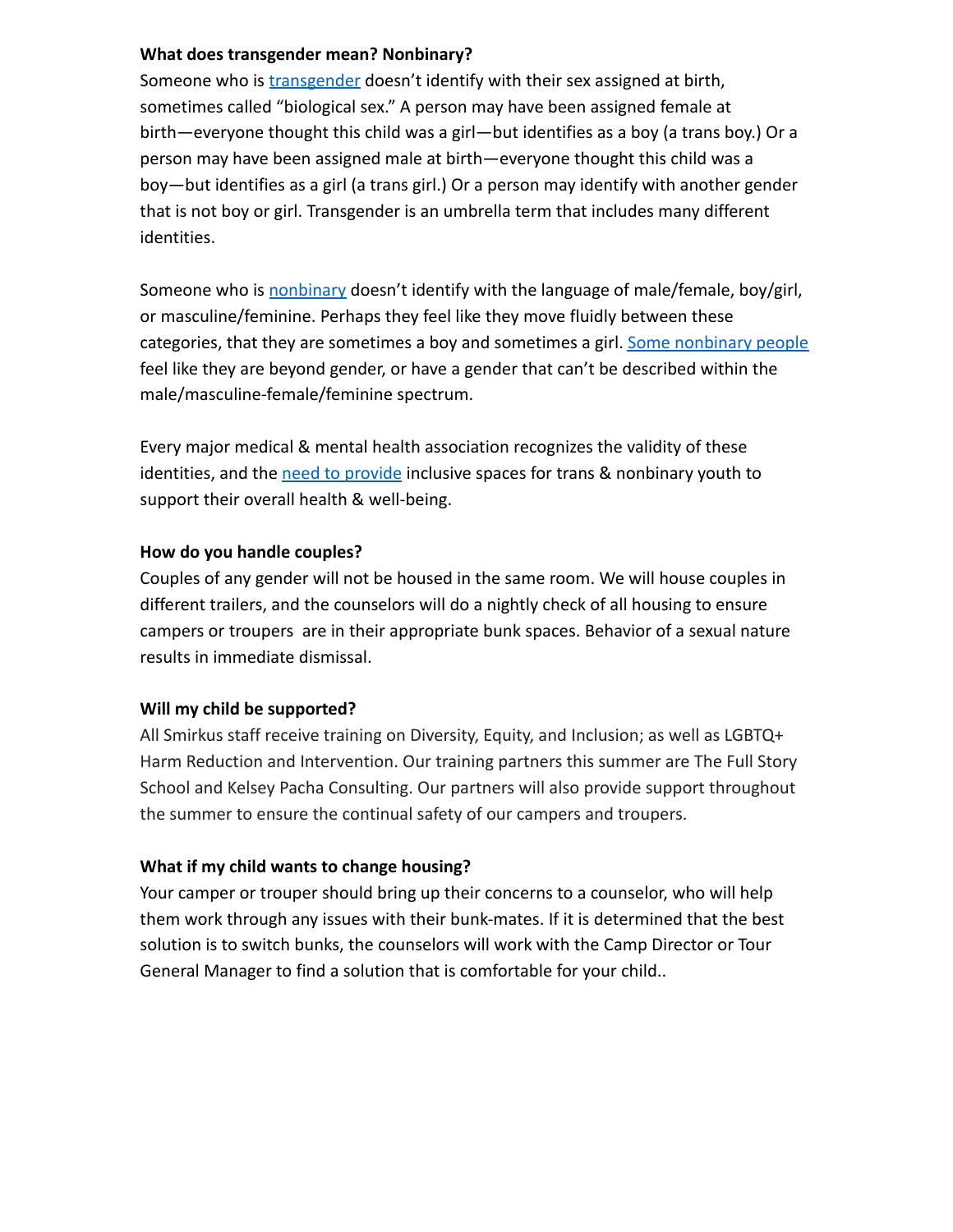**What does transgender mean? Nonbinary?**

Someone who is [transgender](#) doesn't identify with their sex assigned at birth, sometimes called "biological sex." A person may have been assigned female at birth—everyone thought this child was a girl—but identifies as a boy (a trans boy.) Or a person may have been assigned male at birth—everyone thought this child was a boy—but identifies as a girl (a trans girl.) Or a person may identify with another gender that is not boy or girl. Transgender is an umbrella term that includes many different identities.

Someone who is [nonbinary](#) doesn't identify with the language of male/female, boy/girl, or masculine/feminine. Perhaps they feel like they move fluidly between these categories, that they are sometimes a boy and sometimes a girl. [Some nonbinary people](#) feel like they are beyond gender, or have a gender that can't be described within the male/masculine-female/feminine spectrum.

Every major medical & mental health association recognizes the validity of these identities, and the [need to provide](#) inclusive spaces for trans & nonbinary youth to support their overall health & well-being.

**How do you handle couples?**

Couples of any gender will not be housed in the same room. We will house couples in different trailers, and the counselors will do a nightly check of all housing to ensure campers or troupers are in their appropriate bunk spaces. Behavior of a sexual nature results in immediate dismissal.

**Will my child be supported?**

All Smirkus staff receive training on Diversity, Equity, and Inclusion; as well as LGBTQ+ Harm Reduction and Intervention. Our training partners this summer are The Full Story School and Kelsey Pacha Consulting. Our partners will also provide support throughout the summer to ensure the continual safety of our campers and troupers.

**What if my child wants to change housing?**

Your camper or trouper should bring up their concerns to a counselor, who will help them work through any issues with their bunk-mates. If it is determined that the best solution is to switch bunks, the counselors will work with the Camp Director or Tour General Manager to find a solution that is comfortable for your child..